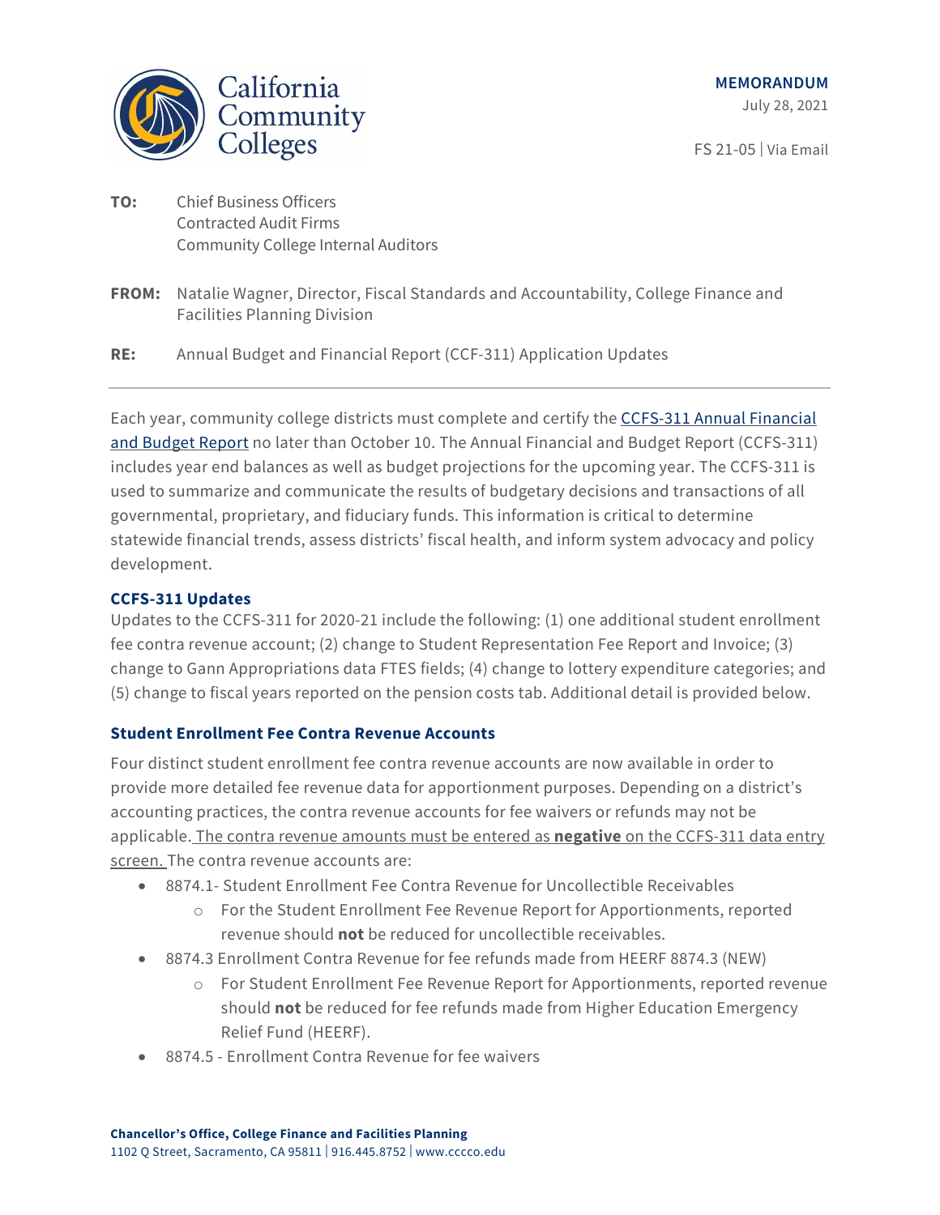California Community Colleges

**MEMORANDUM**
July 28, 2021

FS 21-05 | Via Email

**TO:** Chief Business Officers
Contracted Audit Firms
Community College Internal Auditors

**FROM:** Natalie Wagner, Director, Fiscal Standards and Accountability, College Finance and Facilities Planning Division

**RE:** Annual Budget and Financial Report (CCF-311) Application Updates

---

Each year, community college districts must complete and certify the [CCFS-311 Annual Financial and Budget Report]() no later than October 10. The Annual Financial and Budget Report (CCFS-311) includes year end balances as well as budget projections for the upcoming year. The CCFS-311 is used to summarize and communicate the results of budgetary decisions and transactions of all governmental, proprietary, and fiduciary funds. This information is critical to determine statewide financial trends, assess districts' fiscal health, and inform system advocacy and policy development.

### CCFS-311 Updates

Updates to the CCFS-311 for 2020-21 include the following: (1) one additional student enrollment fee contra revenue account; (2) change to Student Representation Fee Report and Invoice; (3) change to Gann Appropriations data FTES fields; (4) change to lottery expenditure categories; and (5) change to fiscal years reported on the pension costs tab. Additional detail is provided below.

### Student Enrollment Fee Contra Revenue Accounts

Four distinct student enrollment fee contra revenue accounts are now available in order to provide more detailed fee revenue data for apportionment purposes. Depending on a district's accounting practices, the contra revenue accounts for fee waivers or refunds may not be applicable. <u>The contra revenue amounts must be entered as **negative** on the CCFS-311 data entry screen.</u> The contra revenue accounts are:

- 8874.1- Student Enrollment Fee Contra Revenue for Uncollectible Receivables
  - For the Student Enrollment Fee Revenue Report for Apportionments, reported revenue should **not** be reduced for uncollectible receivables.
- 8874.3 Enrollment Contra Revenue for fee refunds made from HEERF 8874.3 (NEW)
  - For Student Enrollment Fee Revenue Report for Apportionments, reported revenue should **not** be reduced for fee refunds made from Higher Education Emergency Relief Fund (HEERF).
- 8874.5 - Enrollment Contra Revenue for fee waivers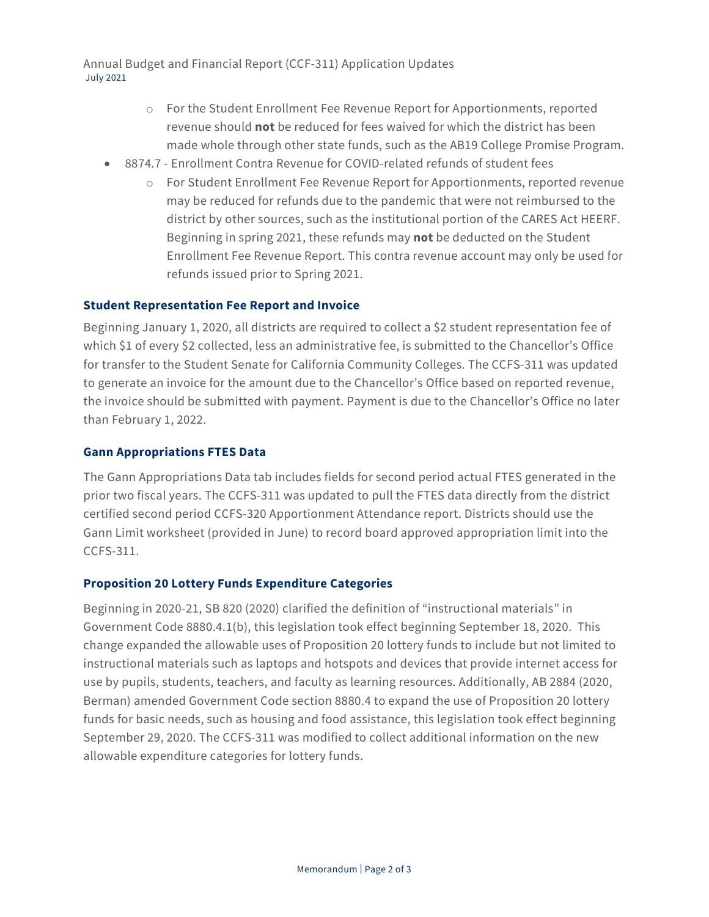- For the Student Enrollment Fee Revenue Report for Apportionments, reported revenue should **not** be reduced for fees waived for which the district has been made whole through other state funds, such as the AB19 College Promise Program.
- 8874.7 - Enrollment Contra Revenue for COVID-related refunds of student fees
  - For Student Enrollment Fee Revenue Report for Apportionments, reported revenue may be reduced for refunds due to the pandemic that were not reimbursed to the district by other sources, such as the institutional portion of the CARES Act HEERF. Beginning in spring 2021, these refunds may **not** be deducted on the Student Enrollment Fee Revenue Report. This contra revenue account may only be used for refunds issued prior to Spring 2021.

### Student Representation Fee Report and Invoice

Beginning January 1, 2020, all districts are required to collect a $2 student representation fee of which $1 of every $2 collected, less an administrative fee, is submitted to the Chancellor's Office for transfer to the Student Senate for California Community Colleges. The CCFS-311 was updated to generate an invoice for the amount due to the Chancellor's Office based on reported revenue, the invoice should be submitted with payment. Payment is due to the Chancellor's Office no later than February 1, 2022.

### Gann Appropriations FTES Data

The Gann Appropriations Data tab includes fields for second period actual FTES generated in the prior two fiscal years. The CCFS-311 was updated to pull the FTES data directly from the district certified second period CCFS-320 Apportionment Attendance report. Districts should use the Gann Limit worksheet (provided in June) to record board approved appropriation limit into the CCFS-311.

### Proposition 20 Lottery Funds Expenditure Categories

Beginning in 2020-21, SB 820 (2020) clarified the definition of "instructional materials" in Government Code 8880.4.1(b), this legislation took effect beginning September 18, 2020. This change expanded the allowable uses of Proposition 20 lottery funds to include but not limited to instructional materials such as laptops and hotspots and devices that provide internet access for use by pupils, students, teachers, and faculty as learning resources. Additionally, AB 2884 (2020, Berman) amended Government Code section 8880.4 to expand the use of Proposition 20 lottery funds for basic needs, such as housing and food assistance, this legislation took effect beginning September 29, 2020. The CCFS-311 was modified to collect additional information on the new allowable expenditure categories for lottery funds.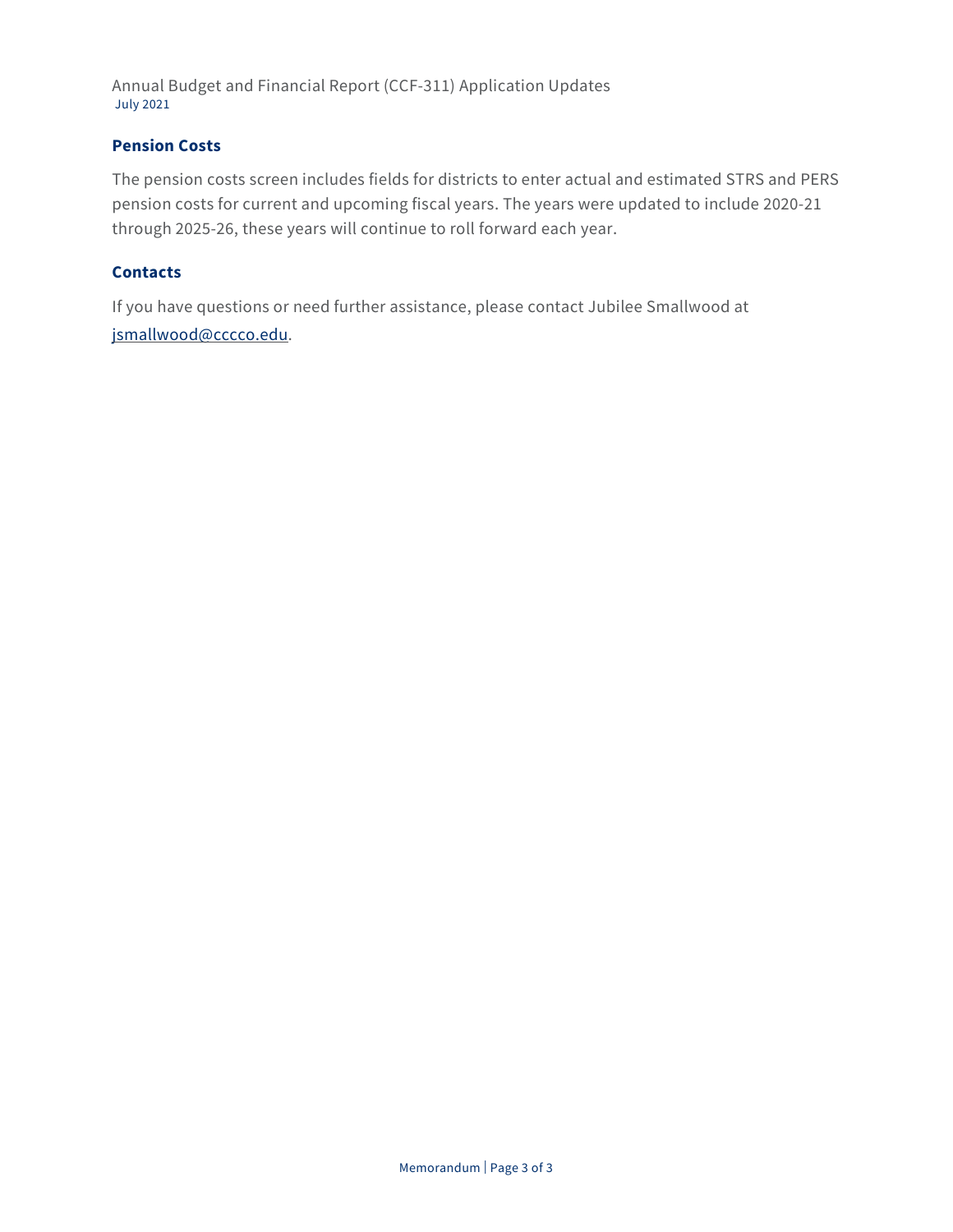## Pension Costs

The pension costs screen includes fields for districts to enter actual and estimated STRS and PERS pension costs for current and upcoming fiscal years. The years were updated to include 2020-21 through 2025-26, these years will continue to roll forward each year.

## Contacts

If you have questions or need further assistance, please contact Jubilee Smallwood at jsmallwood@cccco.edu.